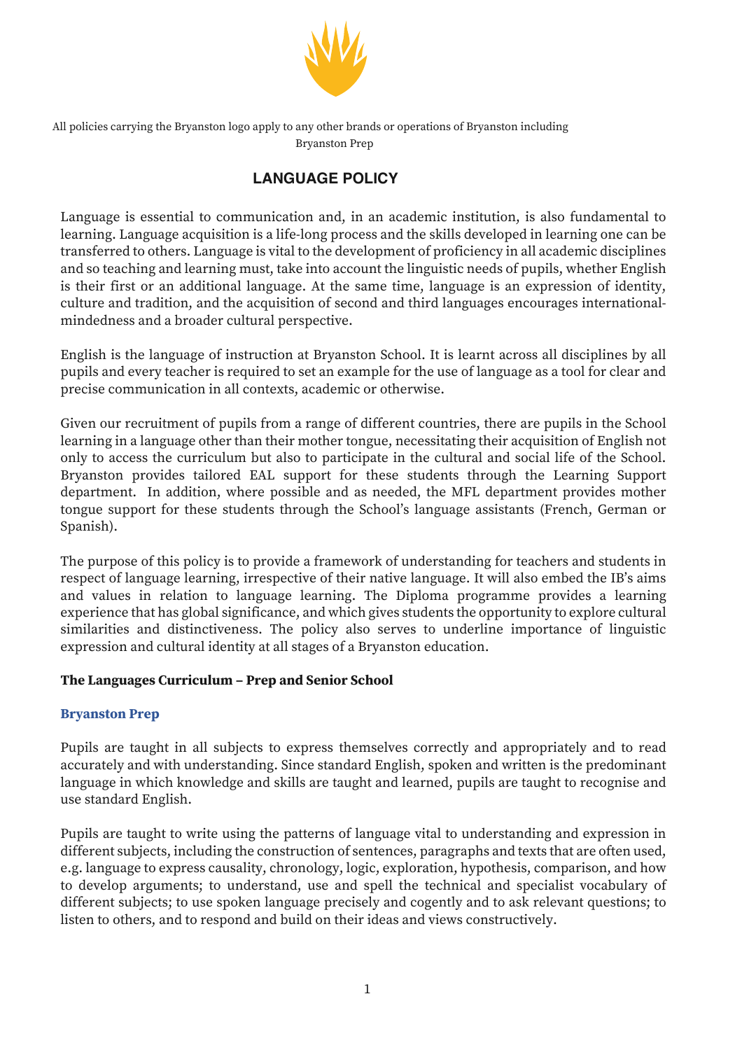All policies carrying the Bryanston logo apply to any other brands or operations of Bryanston including Bryanston Prep

# LANGUAGE POLICY

Language is essential to communication and, in an academic institution, is also fundamental to learning. Language acquisition is a life-long process and the skills developed in learning one can be transferred to others. Language is vital to the development of proficiency in all academic disciplines and so teaching and learning must, take into account the linguistic needs of pupils, whether English is their first or an additional language. At the same time, language is an expression of identity, culture and tradition, and the acquisition of second and third languages encourages international-mindedness and a broader cultural perspective.

English is the language of instruction at Bryanston School. It is learnt across all disciplines by all pupils and every teacher is required to set an example for the use of language as a tool for clear and precise communication in all contexts, academic or otherwise.

Given our recruitment of pupils from a range of different countries, there are pupils in the School learning in a language other than their mother tongue, necessitating their acquisition of English not only to access the curriculum but also to participate in the cultural and social life of the School. Bryanston provides tailored EAL support for these students through the Learning Support department. In addition, where possible and as needed, the MFL department provides mother tongue support for these students through the School's language assistants (French, German or Spanish).

The purpose of this policy is to provide a framework of understanding for teachers and students in respect of language learning, irrespective of their native language. It will also embed the IB's aims and values in relation to language learning. The Diploma programme provides a learning experience that has global significance, and which gives students the opportunity to explore cultural similarities and distinctiveness. The policy also serves to underline importance of linguistic expression and cultural identity at all stages of a Bryanston education.

## The Languages Curriculum – Prep and Senior School

### Bryanston Prep

Pupils are taught in all subjects to express themselves correctly and appropriately and to read accurately and with understanding. Since standard English, spoken and written is the predominant language in which knowledge and skills are taught and learned, pupils are taught to recognise and use standard English.

Pupils are taught to write using the patterns of language vital to understanding and expression in different subjects, including the construction of sentences, paragraphs and texts that are often used, e.g. language to express causality, chronology, logic, exploration, hypothesis, comparison, and how to develop arguments; to understand, use and spell the technical and specialist vocabulary of different subjects; to use spoken language precisely and cogently and to ask relevant questions; to listen to others, and to respond and build on their ideas and views constructively.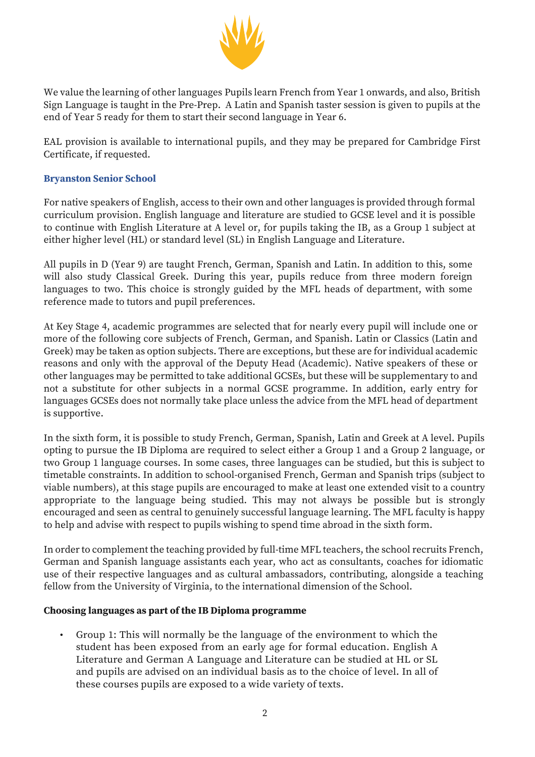We value the learning of other languages Pupils learn French from Year 1 onwards, and also, British Sign Language is taught in the Pre-Prep. A Latin and Spanish taster session is given to pupils at the end of Year 5 ready for them to start their second language in Year 6.

EAL provision is available to international pupils, and they may be prepared for Cambridge First Certificate, if requested.

## Bryanston Senior School

For native speakers of English, access to their own and other languages is provided through formal curriculum provision. English language and literature are studied to GCSE level and it is possible to continue with English Literature at A level or, for pupils taking the IB, as a Group 1 subject at either higher level (HL) or standard level (SL) in English Language and Literature.

All pupils in D (Year 9) are taught French, German, Spanish and Latin. In addition to this, some will also study Classical Greek. During this year, pupils reduce from three modern foreign languages to two. This choice is strongly guided by the MFL heads of department, with some reference made to tutors and pupil preferences.

At Key Stage 4, academic programmes are selected that for nearly every pupil will include one or more of the following core subjects of French, German, and Spanish. Latin or Classics (Latin and Greek) may be taken as option subjects. There are exceptions, but these are for individual academic reasons and only with the approval of the Deputy Head (Academic). Native speakers of these or other languages may be permitted to take additional GCSEs, but these will be supplementary to and not a substitute for other subjects in a normal GCSE programme. In addition, early entry for languages GCSEs does not normally take place unless the advice from the MFL head of department is supportive.

In the sixth form, it is possible to study French, German, Spanish, Latin and Greek at A level. Pupils opting to pursue the IB Diploma are required to select either a Group 1 and a Group 2 language, or two Group 1 language courses. In some cases, three languages can be studied, but this is subject to timetable constraints. In addition to school-organised French, German and Spanish trips (subject to viable numbers), at this stage pupils are encouraged to make at least one extended visit to a country appropriate to the language being studied. This may not always be possible but is strongly encouraged and seen as central to genuinely successful language learning. The MFL faculty is happy to help and advise with respect to pupils wishing to spend time abroad in the sixth form.

In order to complement the teaching provided by full-time MFL teachers, the school recruits French, German and Spanish language assistants each year, who act as consultants, coaches for idiomatic use of their respective languages and as cultural ambassadors, contributing, alongside a teaching fellow from the University of Virginia, to the international dimension of the School.

### Choosing languages as part of the IB Diploma programme

- Group 1: This will normally be the language of the environment to which the student has been exposed from an early age for formal education. English A Literature and German A Language and Literature can be studied at HL or SL and pupils are advised on an individual basis as to the choice of level. In all of these courses pupils are exposed to a wide variety of texts.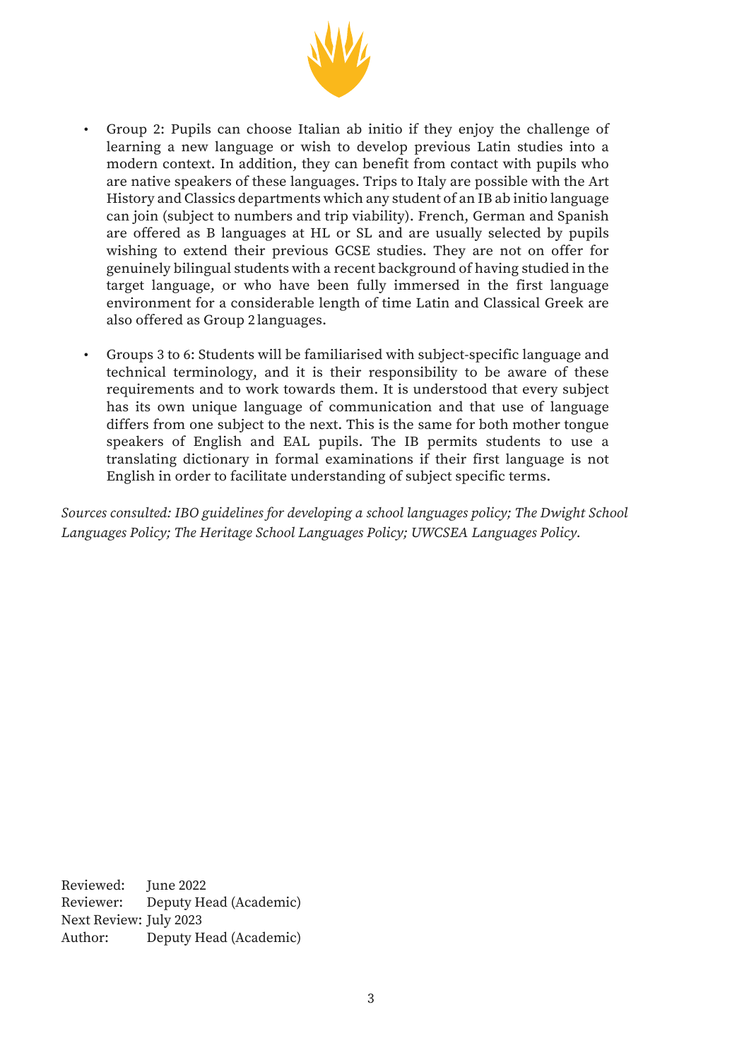- Group 2: Pupils can choose Italian ab initio if they enjoy the challenge of learning a new language or wish to develop previous Latin studies into a modern context. In addition, they can benefit from contact with pupils who are native speakers of these languages. Trips to Italy are possible with the Art History and Classics departments which any student of an IB ab initio language can join (subject to numbers and trip viability). French, German and Spanish are offered as B languages at HL or SL and are usually selected by pupils wishing to extend their previous GCSE studies. They are not on offer for genuinely bilingual students with a recent background of having studied in the target language, or who have been fully immersed in the first language environment for a considerable length of time Latin and Classical Greek are also offered as Group 2 languages.

- Groups 3 to 6: Students will be familiarised with subject-specific language and technical terminology, and it is their responsibility to be aware of these requirements and to work towards them. It is understood that every subject has its own unique language of communication and that use of language differs from one subject to the next. This is the same for both mother tongue speakers of English and EAL pupils. The IB permits students to use a translating dictionary in formal examinations if their first language is not English in order to facilitate understanding of subject specific terms.

*Sources consulted: IBO guidelines for developing a school languages policy; The Dwight School Languages Policy; The Heritage School Languages Policy; UWCSEA Languages Policy.*

Reviewed: June 2022
Reviewer: Deputy Head (Academic)
Next Review: July 2023
Author: Deputy Head (Academic)